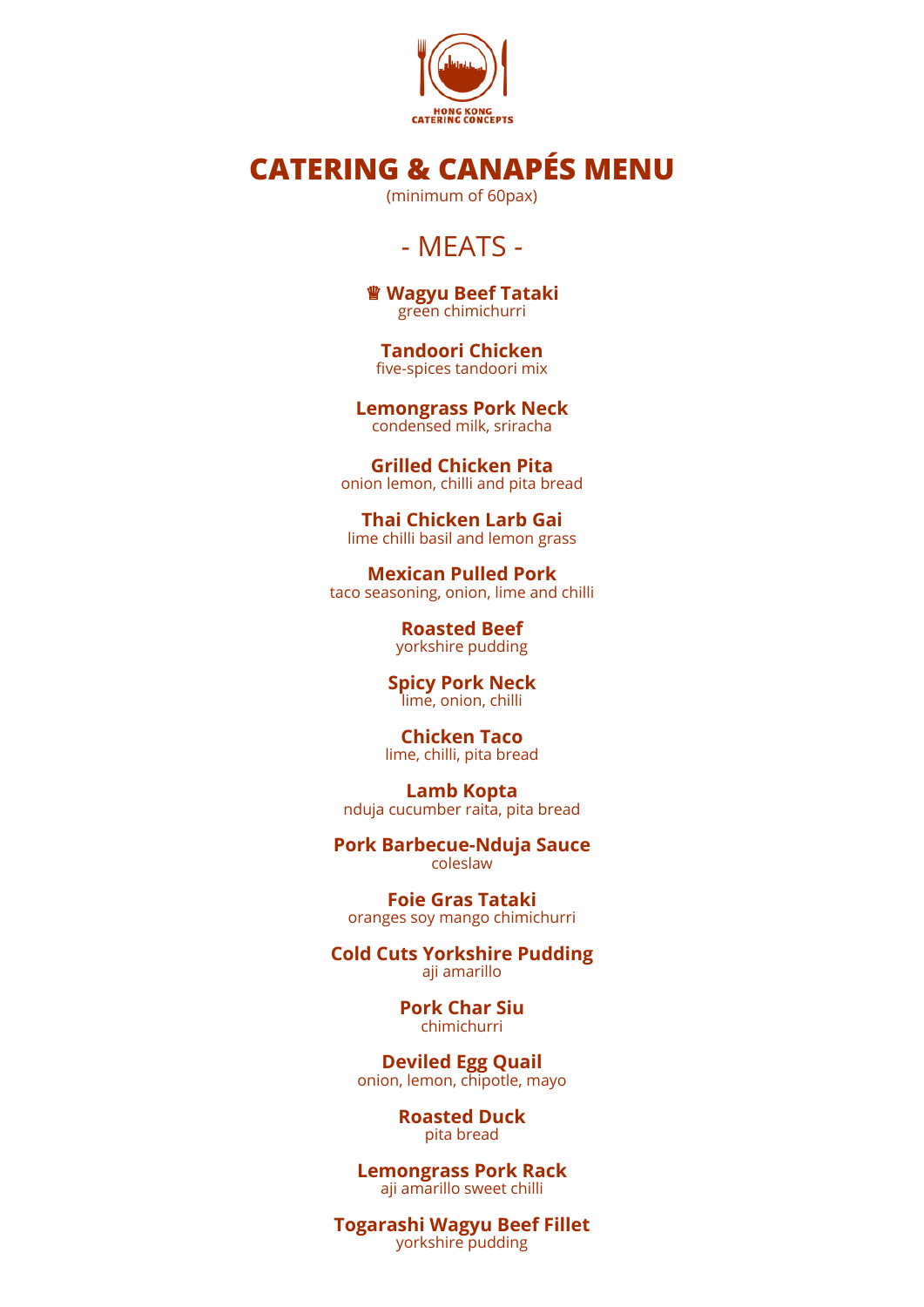HONG KONG CATERING CONCEPTS

# CATERING & CANAPÉS MENU

(minimum of 60pax)

## - MEATS -

**♛ Wagyu Beef Tataki**
green chimichurri

**Tandoori Chicken**
five-spices tandoori mix

**Lemongrass Pork Neck**
condensed milk, sriracha

**Grilled Chicken Pita**
onion lemon, chilli and pita bread

**Thai Chicken Larb Gai**
lime chilli basil and lemon grass

**Mexican Pulled Pork**
taco seasoning, onion, lime and chilli

**Roasted Beef**
yorkshire pudding

**Spicy Pork Neck**
lime, onion, chilli

**Chicken Taco**
lime, chilli, pita bread

**Lamb Kopta**
nduja cucumber raita, pita bread

**Pork Barbecue-Nduja Sauce**
coleslaw

**Foie Gras Tataki**
oranges soy mango chimichurri

**Cold Cuts Yorkshire Pudding**
aji amarillo

**Pork Char Siu**
chimichurri

**Deviled Egg Quail**
onion, lemon, chipotle, mayo

**Roasted Duck**
pita bread

**Lemongrass Pork Rack**
aji amarillo sweet chilli

**Togarashi Wagyu Beef Fillet**
yorkshire pudding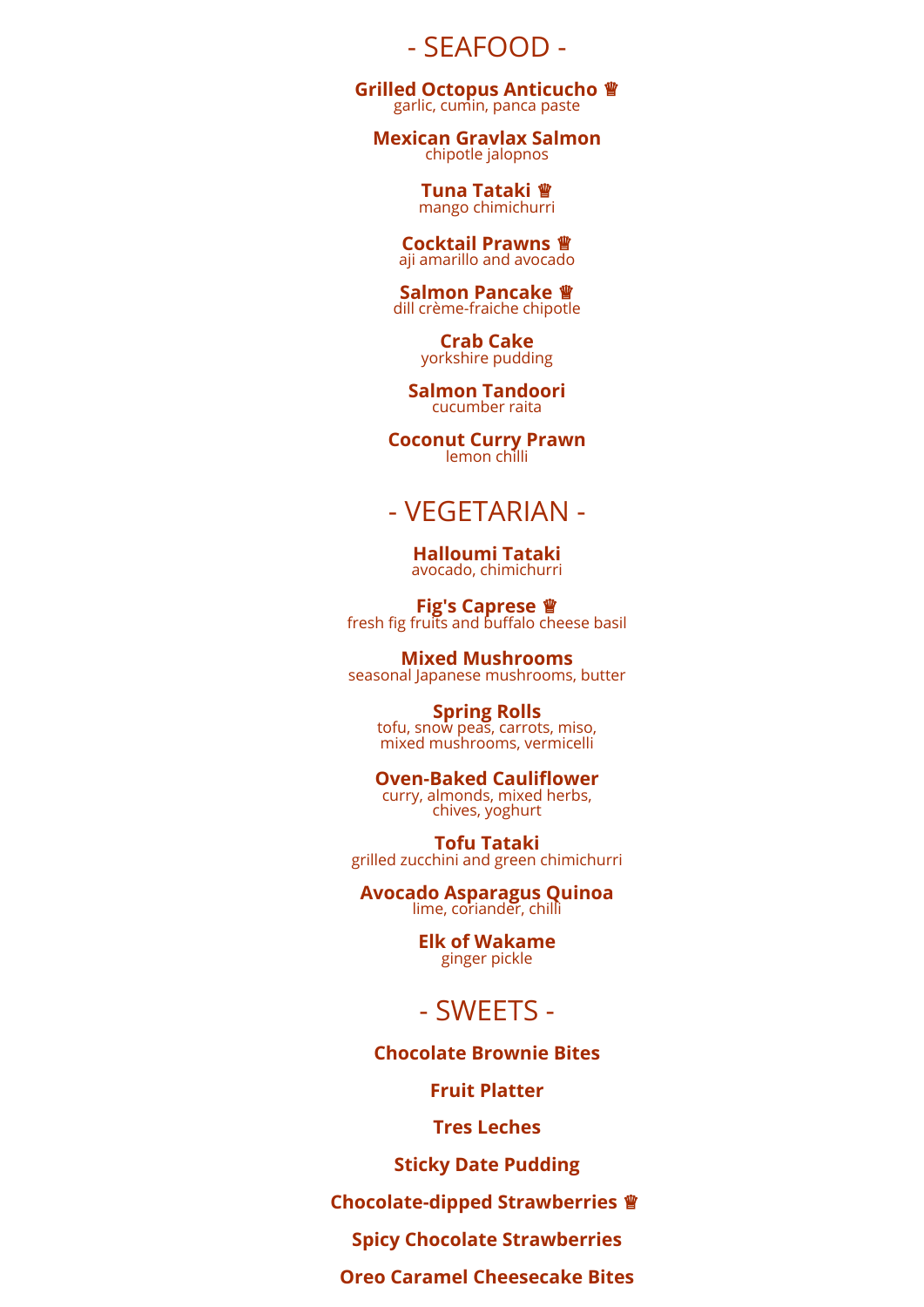## - SEAFOOD -

**Grilled Octopus Anticucho ♛**
garlic, cumin, panca paste

**Mexican Gravlax Salmon**
chipotle jalopnos

**Tuna Tataki ♛**
mango chimichurri

**Cocktail Prawns ♛**
aji amarillo and avocado

**Salmon Pancake ♛**
dill crème-fraiche chipotle

**Crab Cake**
yorkshire pudding

**Salmon Tandoori**
cucumber raita

**Coconut Curry Prawn**
lemon chilli

## - VEGETARIAN -

**Halloumi Tataki**
avocado, chimichurri

**Fig's Caprese ♛**
fresh fig fruits and buffalo cheese basil

**Mixed Mushrooms**
seasonal Japanese mushrooms, butter

**Spring Rolls**
tofu, snow peas, carrots, miso,
mixed mushrooms, vermicelli

**Oven-Baked Cauliflower**
curry, almonds, mixed herbs,
chives, yoghurt

**Tofu Tataki**
grilled zucchini and green chimichurri

**Avocado Asparagus Quinoa**
lime, coriander, chilli

**Elk of Wakame**
ginger pickle

## - SWEETS -

**Chocolate Brownie Bites**

**Fruit Platter**

**Tres Leches**

**Sticky Date Pudding**

**Chocolate-dipped Strawberries ♛**

**Spicy Chocolate Strawberries**

**Oreo Caramel Cheesecake Bites**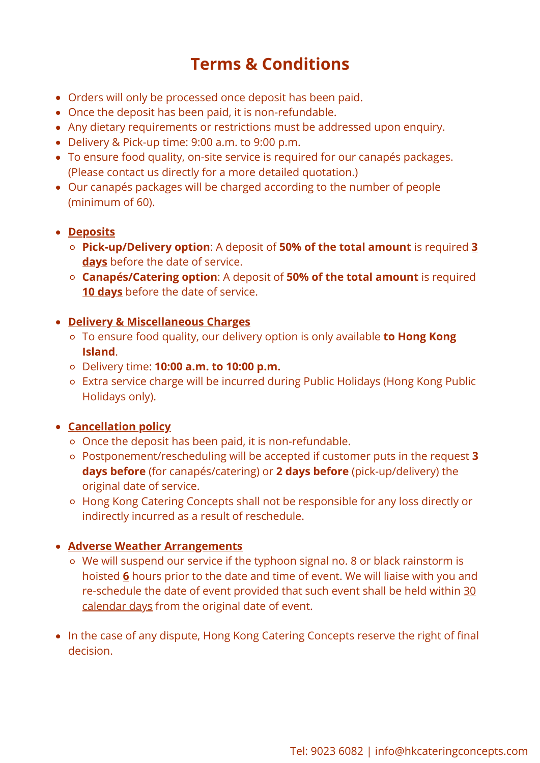# Terms & Conditions

- Orders will only be processed once deposit has been paid.
- Once the deposit has been paid, it is non-refundable.
- Any dietary requirements or restrictions must be addressed upon enquiry.
- Delivery & Pick-up time: 9:00 a.m. to 9:00 p.m.
- To ensure food quality, on-site service is required for our canapés packages. (Please contact us directly for a more detailed quotation.)
- Our canapés packages will be charged according to the number of people (minimum of 60).

- **Deposits**
  - **Pick-up/Delivery option**: A deposit of **50% of the total amount** is required **3 days** before the date of service.
  - **Canapés/Catering option**: A deposit of **50% of the total amount** is required **10 days** before the date of service.

- **Delivery & Miscellaneous Charges**
  - To ensure food quality, our delivery option is only available **to Hong Kong Island**.
  - Delivery time: **10:00 a.m. to 10:00 p.m.**
  - Extra service charge will be incurred during Public Holidays (Hong Kong Public Holidays only).

- **Cancellation policy**
  - Once the deposit has been paid, it is non-refundable.
  - Postponement/rescheduling will be accepted if customer puts in the request **3 days before** (for canapés/catering) or **2 days before** (pick-up/delivery) the original date of service.
  - Hong Kong Catering Concepts shall not be responsible for any loss directly or indirectly incurred as a result of reschedule.

- **Adverse Weather Arrangements**
  - We will suspend our service if the typhoon signal no. 8 or black rainstorm is hoisted **6** hours prior to the date and time of event. We will liaise with you and re-schedule the date of event provided that such event shall be held within 30 calendar days from the original date of event.

- In the case of any dispute, Hong Kong Catering Concepts reserve the right of final decision.

Tel: 9023 6082 | info@hkcateringconcepts.com